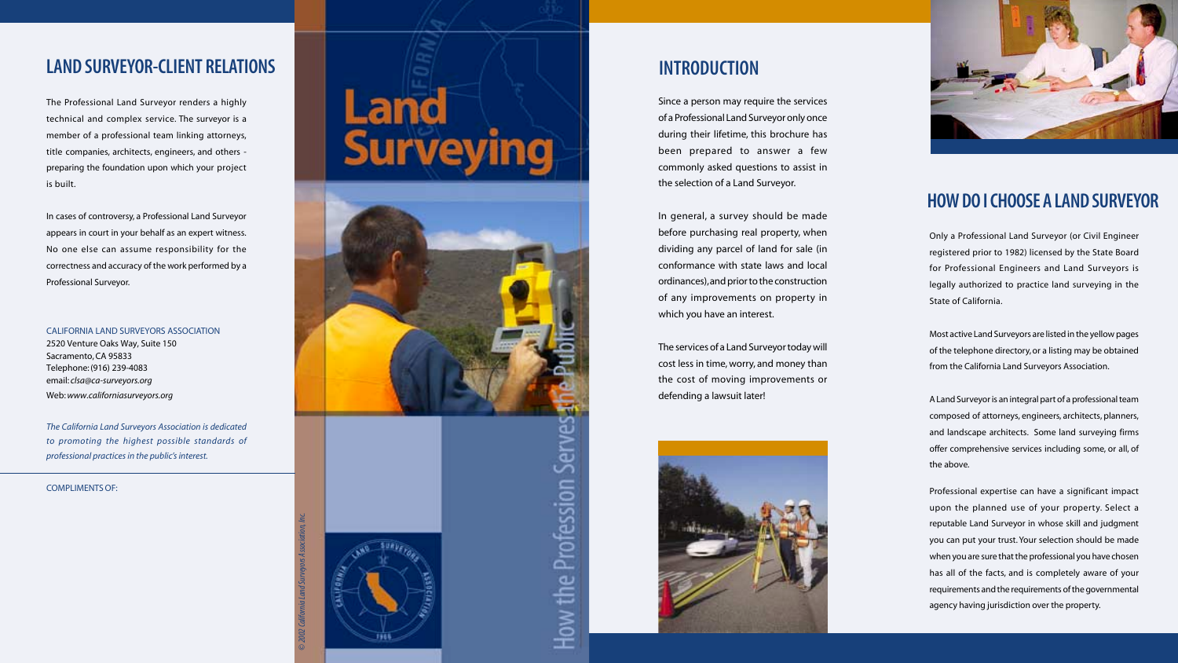## LAND SURVEYOR-CLIENT RELATIONS

The Professional Land Surveyor renders a highly technical and complex service. The surveyor is a member of a professional team linking attorneys, title companies, architects, engineers, and others - preparing the foundation upon which your project is built.

In cases of controversy, a Professional Land Surveyor appears in court in your behalf as an expert witness. No one else can assume responsibility for the correctness and accuracy of the work performed by a Professional Surveyor.

CALIFORNIA LAND SURVEYORS ASSOCIATION
2520 Venture Oaks Way, Suite 150
Sacramento, CA 95833
Telephone: (916) 239-4083
email: *clsa@ca-surveyors.org*
Web: *www.californiasurveyors.org*

*The California Land Surveyors Association is dedicated to promoting the highest possible standards of professional practices in the public's interest.*

COMPLIMENTS OF:

# Land Surveying

How the Profession Serves the Public

*© 2002 California Land Surveyors Association, Inc.*

## INTRODUCTION

Since a person may require the services of a Professional Land Surveyor only once during their lifetime, this brochure has been prepared to answer a few commonly asked questions to assist in the selection of a Land Surveyor.

In general, a survey should be made before purchasing real property, when dividing any parcel of land for sale (in conformance with state laws and local ordinances), and prior to the construction of any improvements on property in which you have an interest.

The services of a Land Surveyor today will cost less in time, worry, and money than the cost of moving improvements or defending a lawsuit later!

## HOW DO I CHOOSE A LAND SURVEYOR

Only a Professional Land Surveyor (or Civil Engineer registered prior to 1982) licensed by the State Board for Professional Engineers and Land Surveyors is legally authorized to practice land surveying in the State of California.

Most active Land Surveyors are listed in the yellow pages of the telephone directory, or a listing may be obtained from the California Land Surveyors Association.

A Land Surveyor is an integral part of a professional team composed of attorneys, engineers, architects, planners, and landscape architects. Some land surveying firms offer comprehensive services including some, or all, of the above.

Professional expertise can have a significant impact upon the planned use of your property. Select a reputable Land Surveyor in whose skill and judgment you can put your trust. Your selection should be made when you are sure that the professional you have chosen has all of the facts, and is completely aware of your requirements and the requirements of the governmental agency having jurisdiction over the property.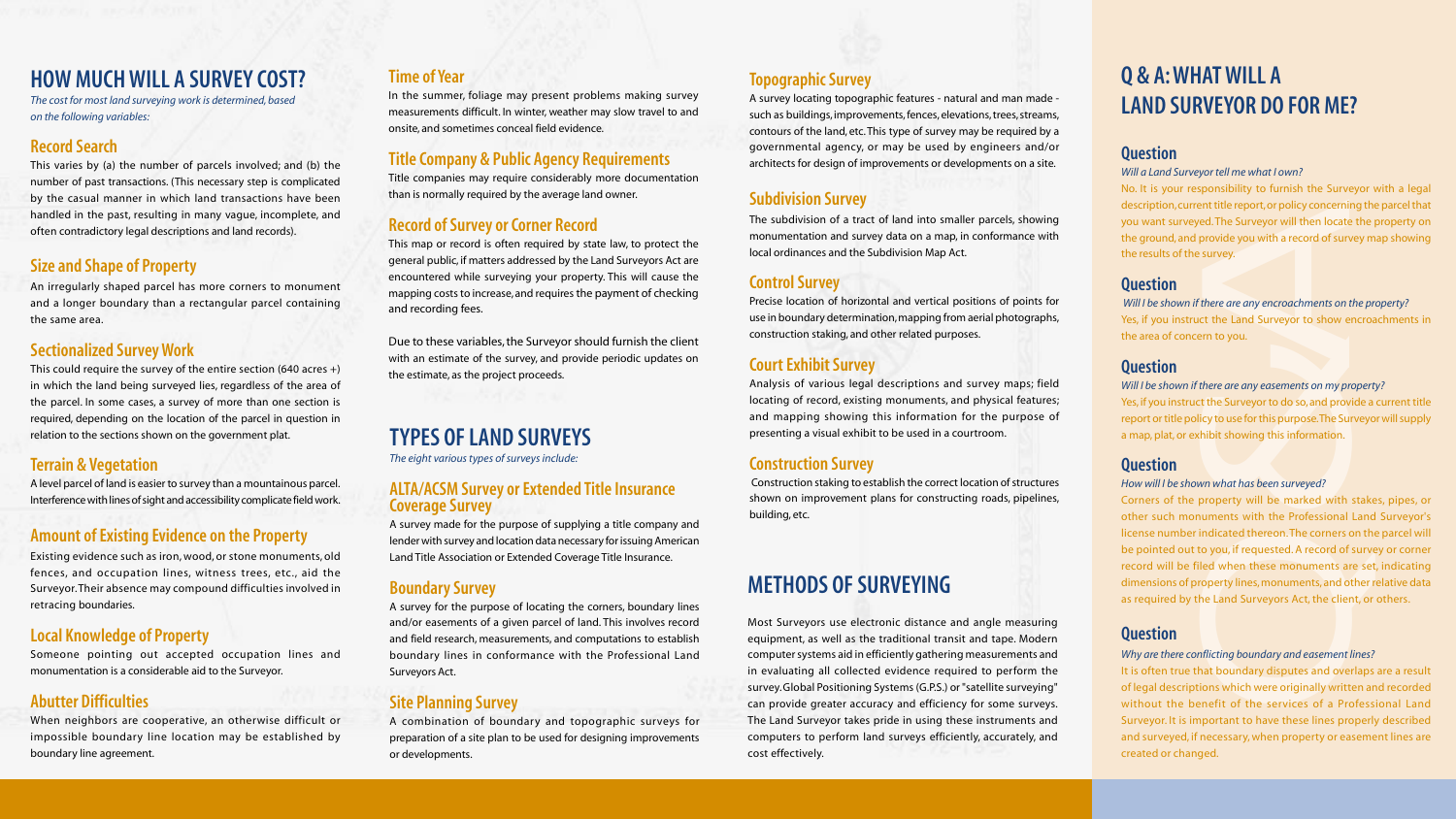## HOW MUCH WILL A SURVEY COST?

*The cost for most land surveying work is determined, based on the following variables:*

### Record Search

This varies by (a) the number of parcels involved; and (b) the number of past transactions. (This necessary step is complicated by the casual manner in which land transactions have been handled in the past, resulting in many vague, incomplete, and often contradictory legal descriptions and land records).

### Size and Shape of Property

An irregularly shaped parcel has more corners to monument and a longer boundary than a rectangular parcel containing the same area.

### Sectionalized Survey Work

This could require the survey of the entire section (640 acres +) in which the land being surveyed lies, regardless of the area of the parcel. In some cases, a survey of more than one section is required, depending on the location of the parcel in question in relation to the sections shown on the government plat.

### Terrain & Vegetation

A level parcel of land is easier to survey than a mountainous parcel. Interference with lines of sight and accessibility complicate field work.

### Amount of Existing Evidence on the Property

Existing evidence such as iron, wood, or stone monuments, old fences, and occupation lines, witness trees, etc., aid the Surveyor. Their absence may compound difficulties involved in retracing boundaries.

### Local Knowledge of Property

Someone pointing out accepted occupation lines and monumentation is a considerable aid to the Surveyor.

### Abutter Difficulties

When neighbors are cooperative, an otherwise difficult or impossible boundary line location may be established by boundary line agreement.

### Time of Year

In the summer, foliage may present problems making survey measurements difficult. In winter, weather may slow travel to and onsite, and sometimes conceal field evidence.

### Title Company & Public Agency Requirements

Title companies may require considerably more documentation than is normally required by the average land owner.

### Record of Survey or Corner Record

This map or record is often required by state law, to protect the general public, if matters addressed by the Land Surveyors Act are encountered while surveying your property. This will cause the mapping costs to increase, and requires the payment of checking and recording fees.

Due to these variables, the Surveyor should furnish the client with an estimate of the survey, and provide periodic updates on the estimate, as the project proceeds.

## TYPES OF LAND SURVEYS

*The eight various types of surveys include:*

### ALTA/ACSM Survey or Extended Title Insurance Coverage Survey

A survey made for the purpose of supplying a title company and lender with survey and location data necessary for issuing American Land Title Association or Extended Coverage Title Insurance.

### Boundary Survey

A survey for the purpose of locating the corners, boundary lines and/or easements of a given parcel of land. This involves record and field research, measurements, and computations to establish boundary lines in conformance with the Professional Land Surveyors Act.

### Site Planning Survey

A combination of boundary and topographic surveys for preparation of a site plan to be used for designing improvements or developments.

### Topographic Survey

A survey locating topographic features - natural and man made - such as buildings, improvements, fences, elevations, trees, streams, contours of the land, etc. This type of survey may be required by a governmental agency, or may be used by engineers and/or architects for design of improvements or developments on a site.

### Subdivision Survey

The subdivision of a tract of land into smaller parcels, showing monumentation and survey data on a map, in conformance with local ordinances and the Subdivision Map Act.

### Control Survey

Precise location of horizontal and vertical positions of points for use in boundary determination, mapping from aerial photographs, construction staking, and other related purposes.

### Court Exhibit Survey

Analysis of various legal descriptions and survey maps; field locating of record, existing monuments, and physical features; and mapping showing this information for the purpose of presenting a visual exhibit to be used in a courtroom.

### Construction Survey

Construction staking to establish the correct location of structures shown on improvement plans for constructing roads, pipelines, building, etc.

## METHODS OF SURVEYING

Most Surveyors use electronic distance and angle measuring equipment, as well as the traditional transit and tape. Modern computer systems aid in efficiently gathering measurements and in evaluating all collected evidence required to perform the survey. Global Positioning Systems (G.P.S.) or "satellite surveying" can provide greater accuracy and efficiency for some surveys. The Land Surveyor takes pride in using these instruments and computers to perform land surveys efficiently, accurately, and cost effectively.

## Q & A: WHAT WILL A LAND SURVEYOR DO FOR ME?

### Question

*Will a Land Surveyor tell me what I own?*

No. It is your responsibility to furnish the Surveyor with a legal description, current title report, or policy concerning the parcel that you want surveyed. The Surveyor will then locate the property on the ground, and provide you with a record of survey map showing the results of the survey.

### Question

*Will I be shown if there are any encroachments on the property?*

Yes, if you instruct the Land Surveyor to show encroachments in the area of concern to you.

### Question

*Will I be shown if there are any easements on my property?*

Yes, if you instruct the Surveyor to do so, and provide a current title report or title policy to use for this purpose. The Surveyor will supply a map, plat, or exhibit showing this information.

### Question

*How will I be shown what has been surveyed?*

Corners of the property will be marked with stakes, pipes, or other such monuments with the Professional Land Surveyor's license number indicated thereon. The corners on the parcel will be pointed out to you, if requested. A record of survey or corner record will be filed when these monuments are set, indicating dimensions of property lines, monuments, and other relative data as required by the Land Surveyors Act, the client, or others.

### Question

*Why are there conflicting boundary and easement lines?*

It is often true that boundary disputes and overlaps are a result of legal descriptions which were originally written and recorded without the benefit of the services of a Professional Land Surveyor. It is important to have these lines properly described and surveyed, if necessary, when property or easement lines are created or changed.